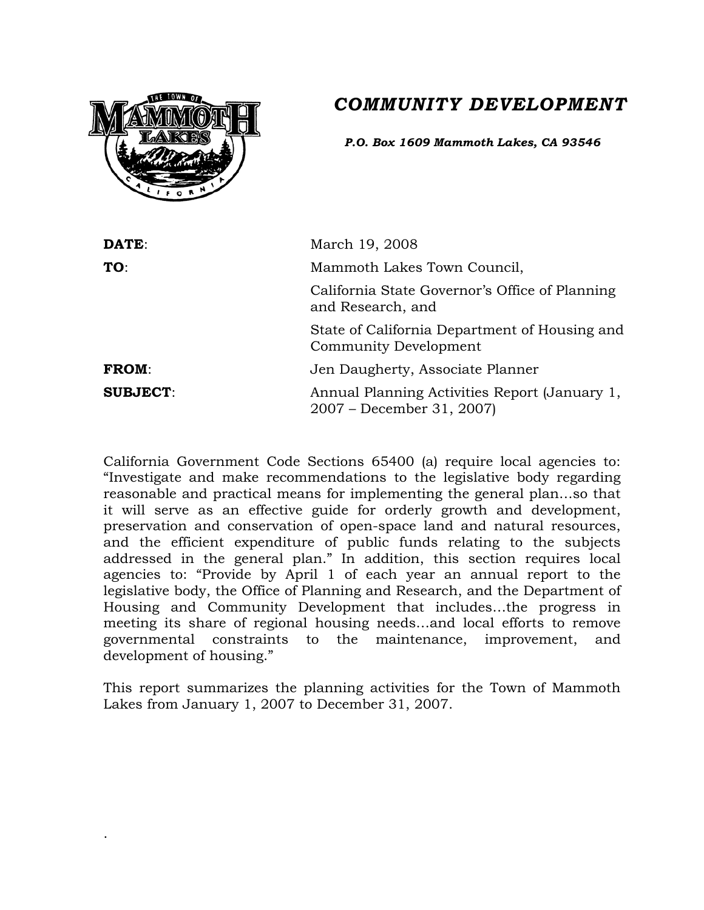# COMMUNITY DEVELOPMENT

***P.O. Box 1609 Mammoth Lakes, CA 93546***

| | |
|---|---|
| **DATE**: | March 19, 2008 |
| **TO**: | Mammoth Lakes Town Council, |
| | California State Governor's Office of Planning and Research, and |
| | State of California Department of Housing and Community Development |
| **FROM**: | Jen Daugherty, Associate Planner |
| **SUBJECT**: | Annual Planning Activities Report (January 1, 2007 – December 31, 2007) |

California Government Code Sections 65400 (a) require local agencies to: "Investigate and make recommendations to the legislative body regarding reasonable and practical means for implementing the general plan…so that it will serve as an effective guide for orderly growth and development, preservation and conservation of open-space land and natural resources, and the efficient expenditure of public funds relating to the subjects addressed in the general plan." In addition, this section requires local agencies to: "Provide by April 1 of each year an annual report to the legislative body, the Office of Planning and Research, and the Department of Housing and Community Development that includes…the progress in meeting its share of regional housing needs…and local efforts to remove governmental constraints to the maintenance, improvement, and development of housing."

This report summarizes the planning activities for the Town of Mammoth Lakes from January 1, 2007 to December 31, 2007.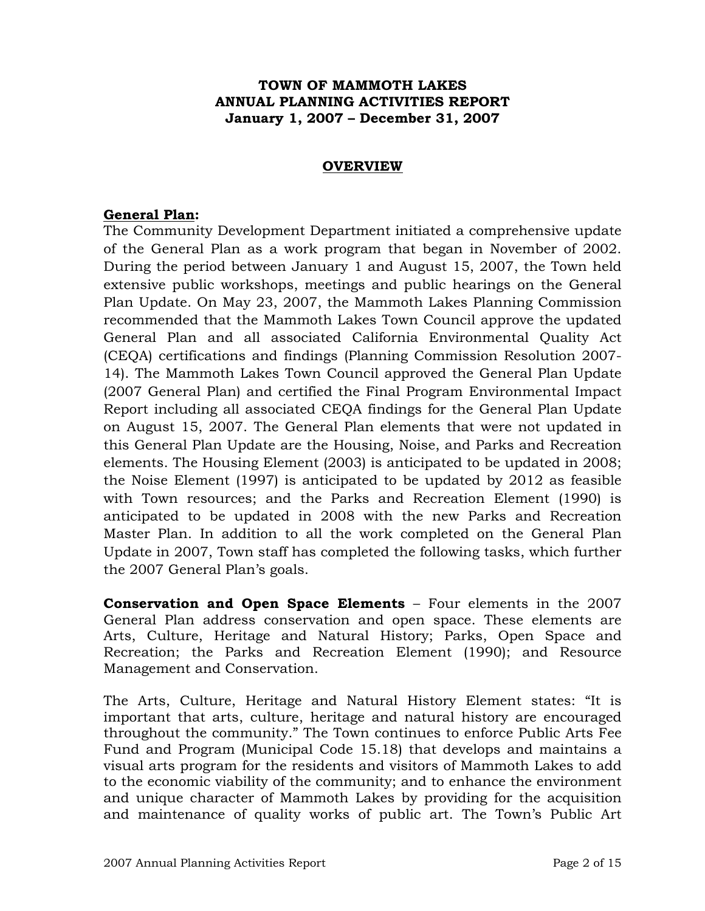**TOWN OF MAMMOTH LAKES**
**ANNUAL PLANNING ACTIVITIES REPORT**
**January 1, 2007 – December 31, 2007**

## OVERVIEW

### General Plan:

The Community Development Department initiated a comprehensive update of the General Plan as a work program that began in November of 2002. During the period between January 1 and August 15, 2007, the Town held extensive public workshops, meetings and public hearings on the General Plan Update. On May 23, 2007, the Mammoth Lakes Planning Commission recommended that the Mammoth Lakes Town Council approve the updated General Plan and all associated California Environmental Quality Act (CEQA) certifications and findings (Planning Commission Resolution 2007-14). The Mammoth Lakes Town Council approved the General Plan Update (2007 General Plan) and certified the Final Program Environmental Impact Report including all associated CEQA findings for the General Plan Update on August 15, 2007. The General Plan elements that were not updated in this General Plan Update are the Housing, Noise, and Parks and Recreation elements. The Housing Element (2003) is anticipated to be updated in 2008; the Noise Element (1997) is anticipated to be updated by 2012 as feasible with Town resources; and the Parks and Recreation Element (1990) is anticipated to be updated in 2008 with the new Parks and Recreation Master Plan. In addition to all the work completed on the General Plan Update in 2007, Town staff has completed the following tasks, which further the 2007 General Plan's goals.

**Conservation and Open Space Elements** – Four elements in the 2007 General Plan address conservation and open space. These elements are Arts, Culture, Heritage and Natural History; Parks, Open Space and Recreation; the Parks and Recreation Element (1990); and Resource Management and Conservation.

The Arts, Culture, Heritage and Natural History Element states: "It is important that arts, culture, heritage and natural history are encouraged throughout the community." The Town continues to enforce Public Arts Fee Fund and Program (Municipal Code 15.18) that develops and maintains a visual arts program for the residents and visitors of Mammoth Lakes to add to the economic viability of the community; and to enhance the environment and unique character of Mammoth Lakes by providing for the acquisition and maintenance of quality works of public art. The Town's Public Art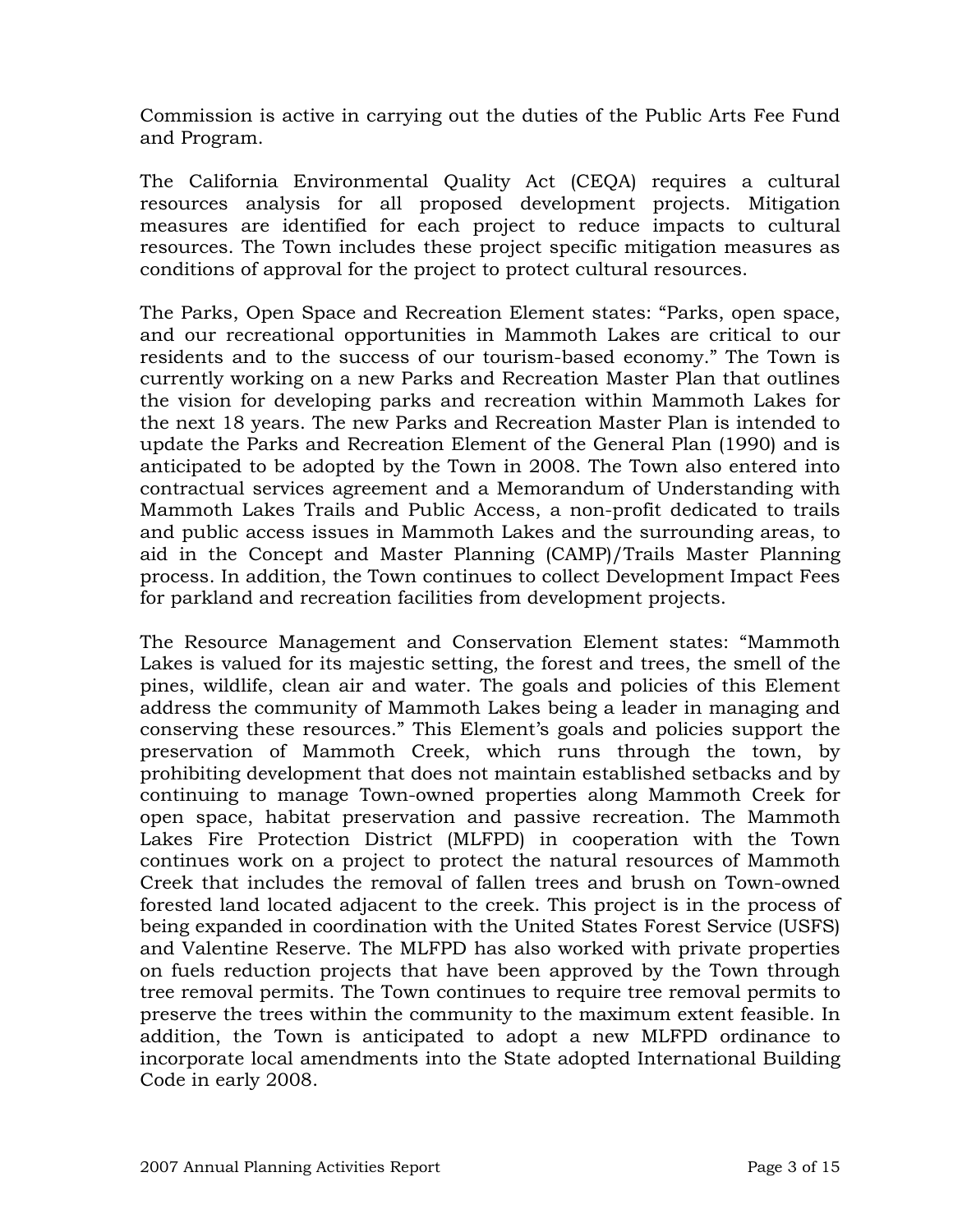Commission is active in carrying out the duties of the Public Arts Fee Fund and Program.

The California Environmental Quality Act (CEQA) requires a cultural resources analysis for all proposed development projects. Mitigation measures are identified for each project to reduce impacts to cultural resources. The Town includes these project specific mitigation measures as conditions of approval for the project to protect cultural resources.

The Parks, Open Space and Recreation Element states: "Parks, open space, and our recreational opportunities in Mammoth Lakes are critical to our residents and to the success of our tourism-based economy." The Town is currently working on a new Parks and Recreation Master Plan that outlines the vision for developing parks and recreation within Mammoth Lakes for the next 18 years. The new Parks and Recreation Master Plan is intended to update the Parks and Recreation Element of the General Plan (1990) and is anticipated to be adopted by the Town in 2008. The Town also entered into contractual services agreement and a Memorandum of Understanding with Mammoth Lakes Trails and Public Access, a non-profit dedicated to trails and public access issues in Mammoth Lakes and the surrounding areas, to aid in the Concept and Master Planning (CAMP)/Trails Master Planning process. In addition, the Town continues to collect Development Impact Fees for parkland and recreation facilities from development projects.

The Resource Management and Conservation Element states: "Mammoth Lakes is valued for its majestic setting, the forest and trees, the smell of the pines, wildlife, clean air and water. The goals and policies of this Element address the community of Mammoth Lakes being a leader in managing and conserving these resources." This Element's goals and policies support the preservation of Mammoth Creek, which runs through the town, by prohibiting development that does not maintain established setbacks and by continuing to manage Town-owned properties along Mammoth Creek for open space, habitat preservation and passive recreation. The Mammoth Lakes Fire Protection District (MLFPD) in cooperation with the Town continues work on a project to protect the natural resources of Mammoth Creek that includes the removal of fallen trees and brush on Town-owned forested land located adjacent to the creek. This project is in the process of being expanded in coordination with the United States Forest Service (USFS) and Valentine Reserve. The MLFPD has also worked with private properties on fuels reduction projects that have been approved by the Town through tree removal permits. The Town continues to require tree removal permits to preserve the trees within the community to the maximum extent feasible. In addition, the Town is anticipated to adopt a new MLFPD ordinance to incorporate local amendments into the State adopted International Building Code in early 2008.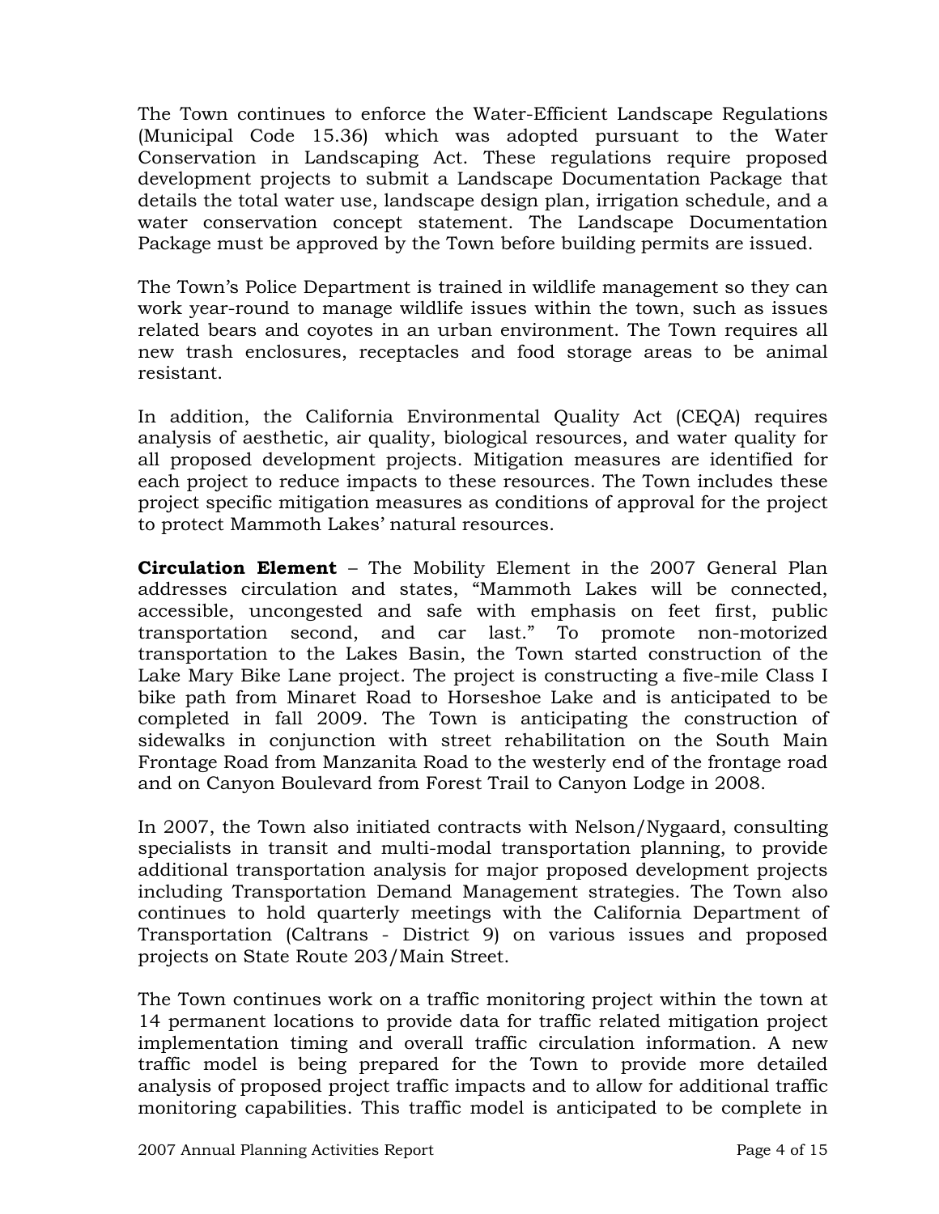The Town continues to enforce the Water-Efficient Landscape Regulations (Municipal Code 15.36) which was adopted pursuant to the Water Conservation in Landscaping Act. These regulations require proposed development projects to submit a Landscape Documentation Package that details the total water use, landscape design plan, irrigation schedule, and a water conservation concept statement. The Landscape Documentation Package must be approved by the Town before building permits are issued.

The Town's Police Department is trained in wildlife management so they can work year-round to manage wildlife issues within the town, such as issues related bears and coyotes in an urban environment. The Town requires all new trash enclosures, receptacles and food storage areas to be animal resistant.

In addition, the California Environmental Quality Act (CEQA) requires analysis of aesthetic, air quality, biological resources, and water quality for all proposed development projects. Mitigation measures are identified for each project to reduce impacts to these resources. The Town includes these project specific mitigation measures as conditions of approval for the project to protect Mammoth Lakes' natural resources.

**Circulation Element** – The Mobility Element in the 2007 General Plan addresses circulation and states, "Mammoth Lakes will be connected, accessible, uncongested and safe with emphasis on feet first, public transportation second, and car last." To promote non-motorized transportation to the Lakes Basin, the Town started construction of the Lake Mary Bike Lane project. The project is constructing a five-mile Class I bike path from Minaret Road to Horseshoe Lake and is anticipated to be completed in fall 2009. The Town is anticipating the construction of sidewalks in conjunction with street rehabilitation on the South Main Frontage Road from Manzanita Road to the westerly end of the frontage road and on Canyon Boulevard from Forest Trail to Canyon Lodge in 2008.

In 2007, the Town also initiated contracts with Nelson/Nygaard, consulting specialists in transit and multi-modal transportation planning, to provide additional transportation analysis for major proposed development projects including Transportation Demand Management strategies. The Town also continues to hold quarterly meetings with the California Department of Transportation (Caltrans - District 9) on various issues and proposed projects on State Route 203/Main Street.

The Town continues work on a traffic monitoring project within the town at 14 permanent locations to provide data for traffic related mitigation project implementation timing and overall traffic circulation information. A new traffic model is being prepared for the Town to provide more detailed analysis of proposed project traffic impacts and to allow for additional traffic monitoring capabilities. This traffic model is anticipated to be complete in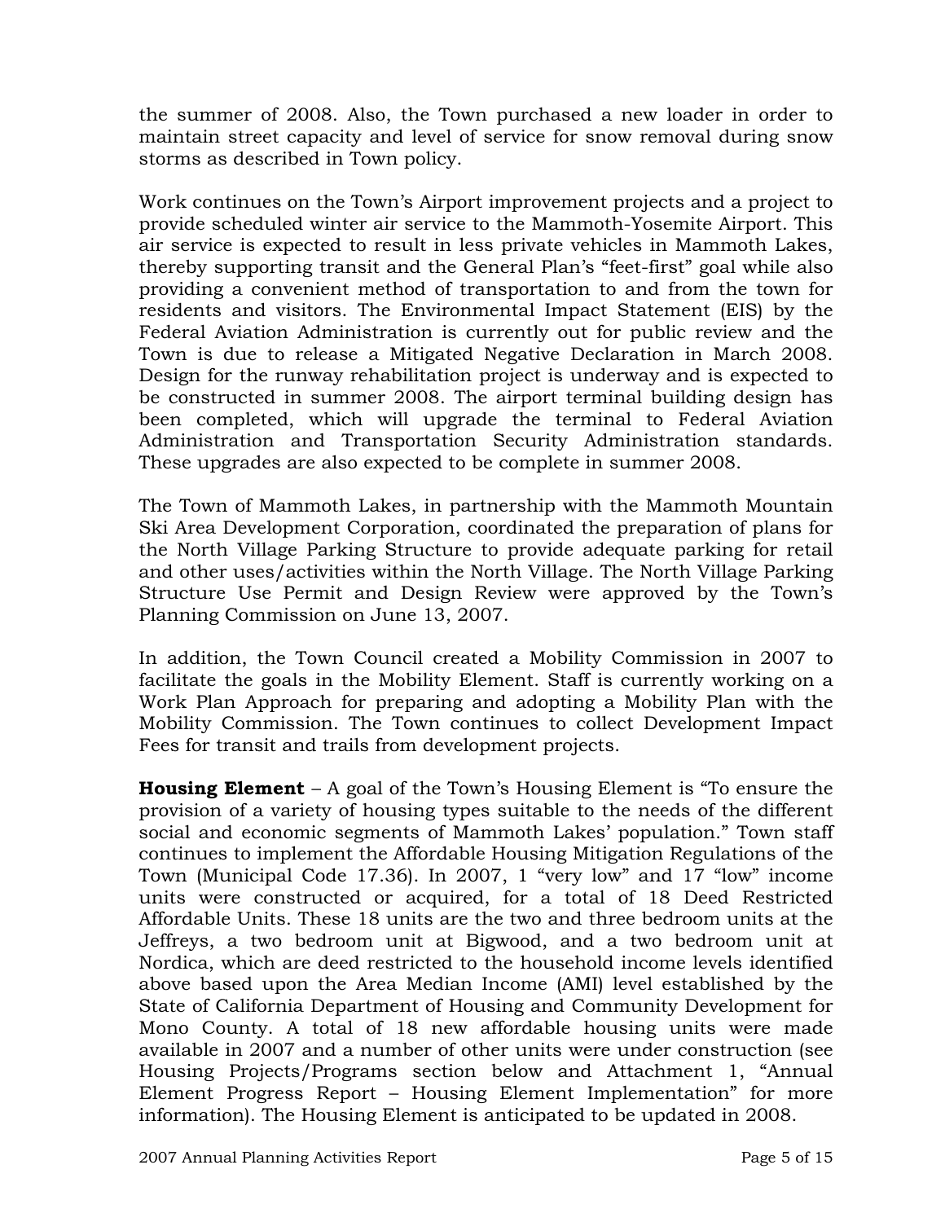the summer of 2008. Also, the Town purchased a new loader in order to maintain street capacity and level of service for snow removal during snow storms as described in Town policy.

Work continues on the Town's Airport improvement projects and a project to provide scheduled winter air service to the Mammoth-Yosemite Airport. This air service is expected to result in less private vehicles in Mammoth Lakes, thereby supporting transit and the General Plan's "feet-first" goal while also providing a convenient method of transportation to and from the town for residents and visitors. The Environmental Impact Statement (EIS) by the Federal Aviation Administration is currently out for public review and the Town is due to release a Mitigated Negative Declaration in March 2008. Design for the runway rehabilitation project is underway and is expected to be constructed in summer 2008. The airport terminal building design has been completed, which will upgrade the terminal to Federal Aviation Administration and Transportation Security Administration standards. These upgrades are also expected to be complete in summer 2008.

The Town of Mammoth Lakes, in partnership with the Mammoth Mountain Ski Area Development Corporation, coordinated the preparation of plans for the North Village Parking Structure to provide adequate parking for retail and other uses/activities within the North Village. The North Village Parking Structure Use Permit and Design Review were approved by the Town's Planning Commission on June 13, 2007.

In addition, the Town Council created a Mobility Commission in 2007 to facilitate the goals in the Mobility Element. Staff is currently working on a Work Plan Approach for preparing and adopting a Mobility Plan with the Mobility Commission. The Town continues to collect Development Impact Fees for transit and trails from development projects.

**Housing Element** – A goal of the Town's Housing Element is "To ensure the provision of a variety of housing types suitable to the needs of the different social and economic segments of Mammoth Lakes' population." Town staff continues to implement the Affordable Housing Mitigation Regulations of the Town (Municipal Code 17.36). In 2007, 1 "very low" and 17 "low" income units were constructed or acquired, for a total of 18 Deed Restricted Affordable Units. These 18 units are the two and three bedroom units at the Jeffreys, a two bedroom unit at Bigwood, and a two bedroom unit at Nordica, which are deed restricted to the household income levels identified above based upon the Area Median Income (AMI) level established by the State of California Department of Housing and Community Development for Mono County. A total of 18 new affordable housing units were made available in 2007 and a number of other units were under construction (see Housing Projects/Programs section below and Attachment 1, "Annual Element Progress Report – Housing Element Implementation" for more information). The Housing Element is anticipated to be updated in 2008.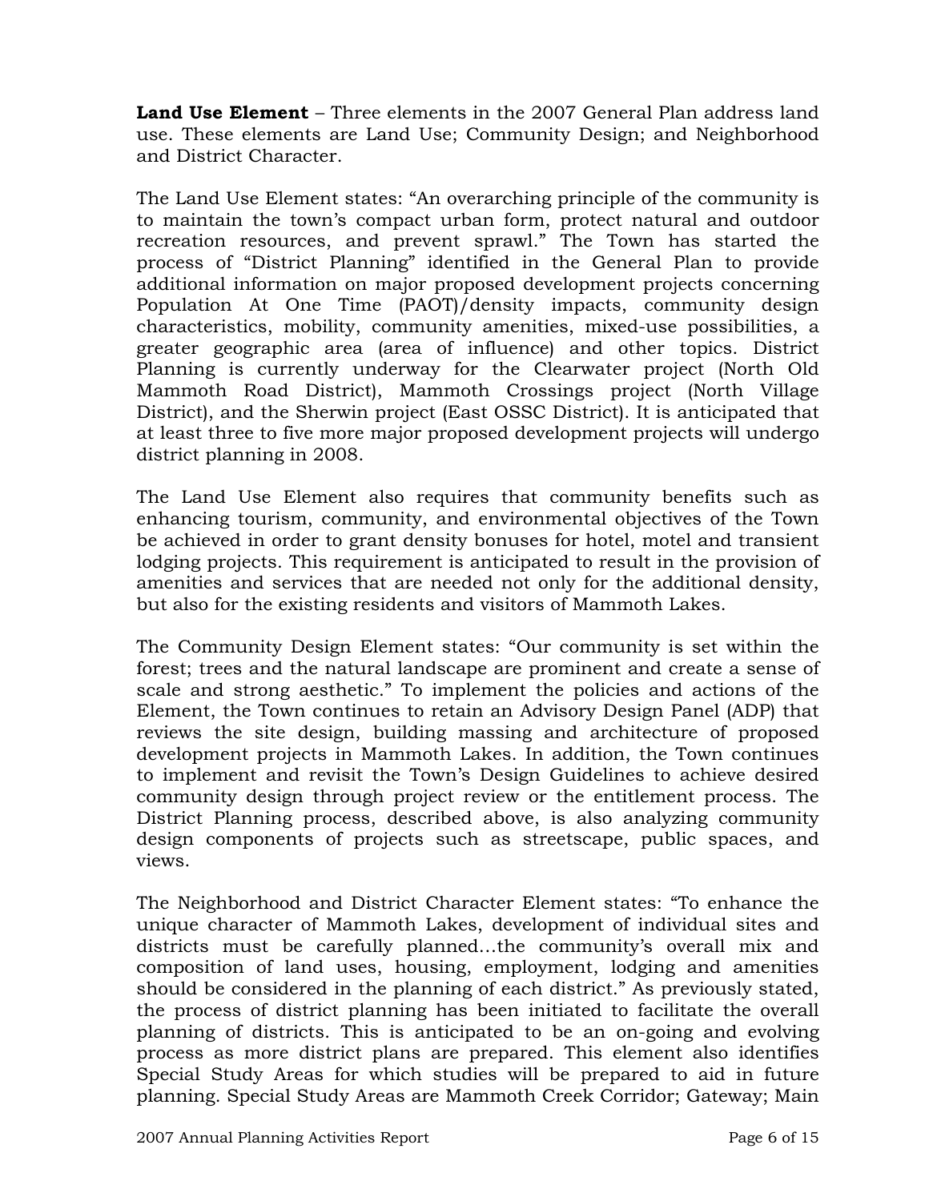**Land Use Element** – Three elements in the 2007 General Plan address land use. These elements are Land Use; Community Design; and Neighborhood and District Character.

The Land Use Element states: "An overarching principle of the community is to maintain the town's compact urban form, protect natural and outdoor recreation resources, and prevent sprawl." The Town has started the process of "District Planning" identified in the General Plan to provide additional information on major proposed development projects concerning Population At One Time (PAOT)/density impacts, community design characteristics, mobility, community amenities, mixed-use possibilities, a greater geographic area (area of influence) and other topics. District Planning is currently underway for the Clearwater project (North Old Mammoth Road District), Mammoth Crossings project (North Village District), and the Sherwin project (East OSSC District). It is anticipated that at least three to five more major proposed development projects will undergo district planning in 2008.

The Land Use Element also requires that community benefits such as enhancing tourism, community, and environmental objectives of the Town be achieved in order to grant density bonuses for hotel, motel and transient lodging projects. This requirement is anticipated to result in the provision of amenities and services that are needed not only for the additional density, but also for the existing residents and visitors of Mammoth Lakes.

The Community Design Element states: "Our community is set within the forest; trees and the natural landscape are prominent and create a sense of scale and strong aesthetic." To implement the policies and actions of the Element, the Town continues to retain an Advisory Design Panel (ADP) that reviews the site design, building massing and architecture of proposed development projects in Mammoth Lakes. In addition, the Town continues to implement and revisit the Town's Design Guidelines to achieve desired community design through project review or the entitlement process. The District Planning process, described above, is also analyzing community design components of projects such as streetscape, public spaces, and views.

The Neighborhood and District Character Element states: "To enhance the unique character of Mammoth Lakes, development of individual sites and districts must be carefully planned…the community's overall mix and composition of land uses, housing, employment, lodging and amenities should be considered in the planning of each district." As previously stated, the process of district planning has been initiated to facilitate the overall planning of districts. This is anticipated to be an on-going and evolving process as more district plans are prepared. This element also identifies Special Study Areas for which studies will be prepared to aid in future planning. Special Study Areas are Mammoth Creek Corridor; Gateway; Main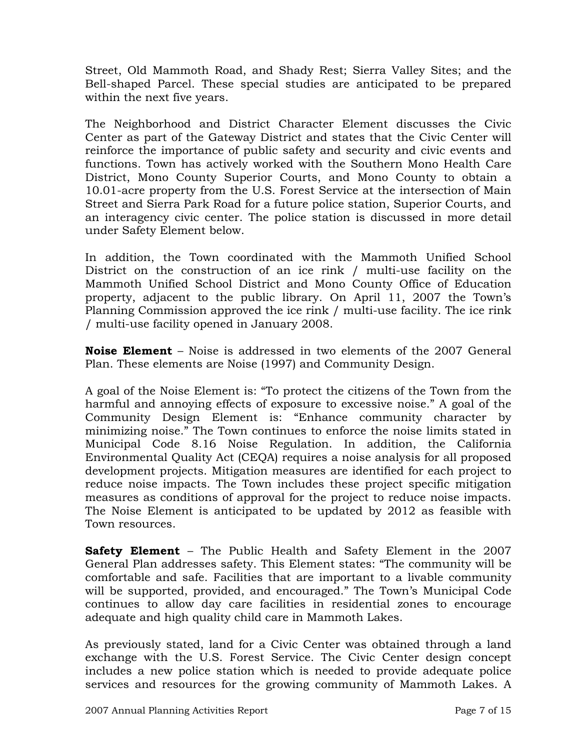Street, Old Mammoth Road, and Shady Rest; Sierra Valley Sites; and the Bell-shaped Parcel. These special studies are anticipated to be prepared within the next five years.

The Neighborhood and District Character Element discusses the Civic Center as part of the Gateway District and states that the Civic Center will reinforce the importance of public safety and security and civic events and functions. Town has actively worked with the Southern Mono Health Care District, Mono County Superior Courts, and Mono County to obtain a 10.01-acre property from the U.S. Forest Service at the intersection of Main Street and Sierra Park Road for a future police station, Superior Courts, and an interagency civic center. The police station is discussed in more detail under Safety Element below.

In addition, the Town coordinated with the Mammoth Unified School District on the construction of an ice rink / multi-use facility on the Mammoth Unified School District and Mono County Office of Education property, adjacent to the public library. On April 11, 2007 the Town's Planning Commission approved the ice rink / multi-use facility. The ice rink / multi-use facility opened in January 2008.

**Noise Element** – Noise is addressed in two elements of the 2007 General Plan. These elements are Noise (1997) and Community Design.

A goal of the Noise Element is: "To protect the citizens of the Town from the harmful and annoying effects of exposure to excessive noise." A goal of the Community Design Element is: "Enhance community character by minimizing noise." The Town continues to enforce the noise limits stated in Municipal Code 8.16 Noise Regulation. In addition, the California Environmental Quality Act (CEQA) requires a noise analysis for all proposed development projects. Mitigation measures are identified for each project to reduce noise impacts. The Town includes these project specific mitigation measures as conditions of approval for the project to reduce noise impacts. The Noise Element is anticipated to be updated by 2012 as feasible with Town resources.

**Safety Element** – The Public Health and Safety Element in the 2007 General Plan addresses safety. This Element states: "The community will be comfortable and safe. Facilities that are important to a livable community will be supported, provided, and encouraged." The Town's Municipal Code continues to allow day care facilities in residential zones to encourage adequate and high quality child care in Mammoth Lakes.

As previously stated, land for a Civic Center was obtained through a land exchange with the U.S. Forest Service. The Civic Center design concept includes a new police station which is needed to provide adequate police services and resources for the growing community of Mammoth Lakes. A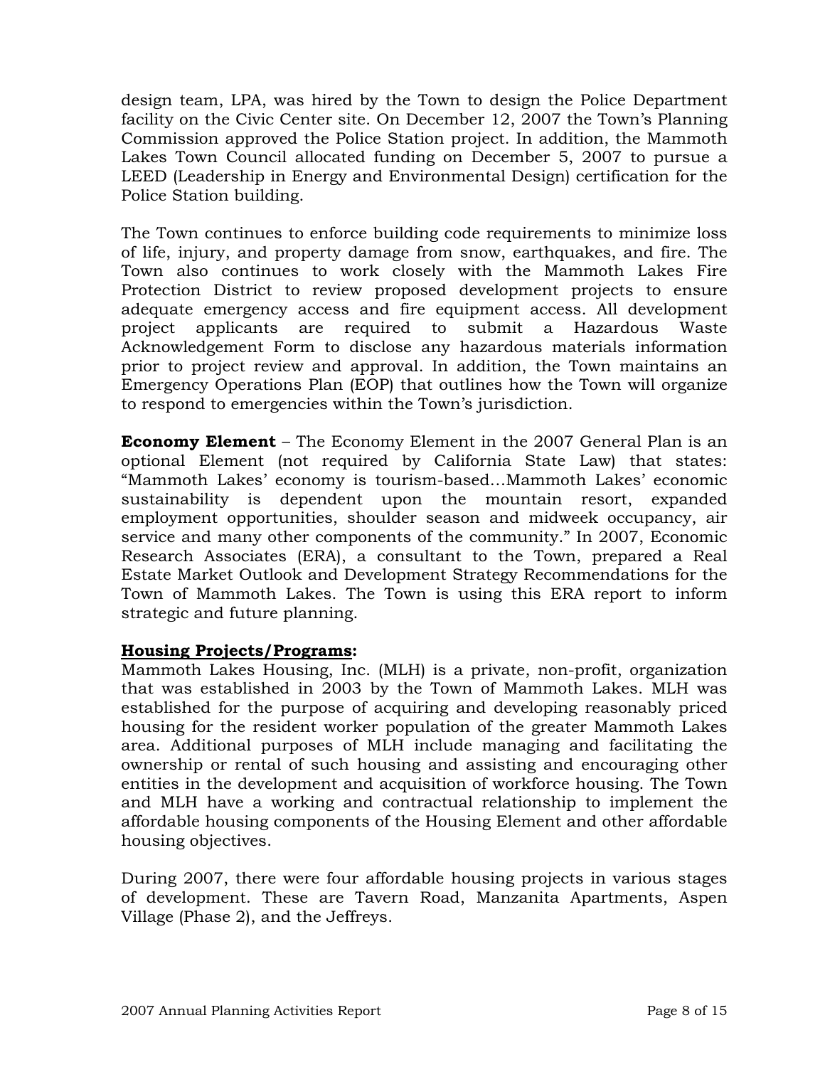design team, LPA, was hired by the Town to design the Police Department facility on the Civic Center site. On December 12, 2007 the Town's Planning Commission approved the Police Station project. In addition, the Mammoth Lakes Town Council allocated funding on December 5, 2007 to pursue a LEED (Leadership in Energy and Environmental Design) certification for the Police Station building.

The Town continues to enforce building code requirements to minimize loss of life, injury, and property damage from snow, earthquakes, and fire. The Town also continues to work closely with the Mammoth Lakes Fire Protection District to review proposed development projects to ensure adequate emergency access and fire equipment access. All development project applicants are required to submit a Hazardous Waste Acknowledgement Form to disclose any hazardous materials information prior to project review and approval. In addition, the Town maintains an Emergency Operations Plan (EOP) that outlines how the Town will organize to respond to emergencies within the Town's jurisdiction.

**Economy Element** – The Economy Element in the 2007 General Plan is an optional Element (not required by California State Law) that states: "Mammoth Lakes' economy is tourism-based…Mammoth Lakes' economic sustainability is dependent upon the mountain resort, expanded employment opportunities, shoulder season and midweek occupancy, air service and many other components of the community." In 2007, Economic Research Associates (ERA), a consultant to the Town, prepared a Real Estate Market Outlook and Development Strategy Recommendations for the Town of Mammoth Lakes. The Town is using this ERA report to inform strategic and future planning.

## Housing Projects/Programs:

Mammoth Lakes Housing, Inc. (MLH) is a private, non-profit, organization that was established in 2003 by the Town of Mammoth Lakes. MLH was established for the purpose of acquiring and developing reasonably priced housing for the resident worker population of the greater Mammoth Lakes area. Additional purposes of MLH include managing and facilitating the ownership or rental of such housing and assisting and encouraging other entities in the development and acquisition of workforce housing. The Town and MLH have a working and contractual relationship to implement the affordable housing components of the Housing Element and other affordable housing objectives.

During 2007, there were four affordable housing projects in various stages of development. These are Tavern Road, Manzanita Apartments, Aspen Village (Phase 2), and the Jeffreys.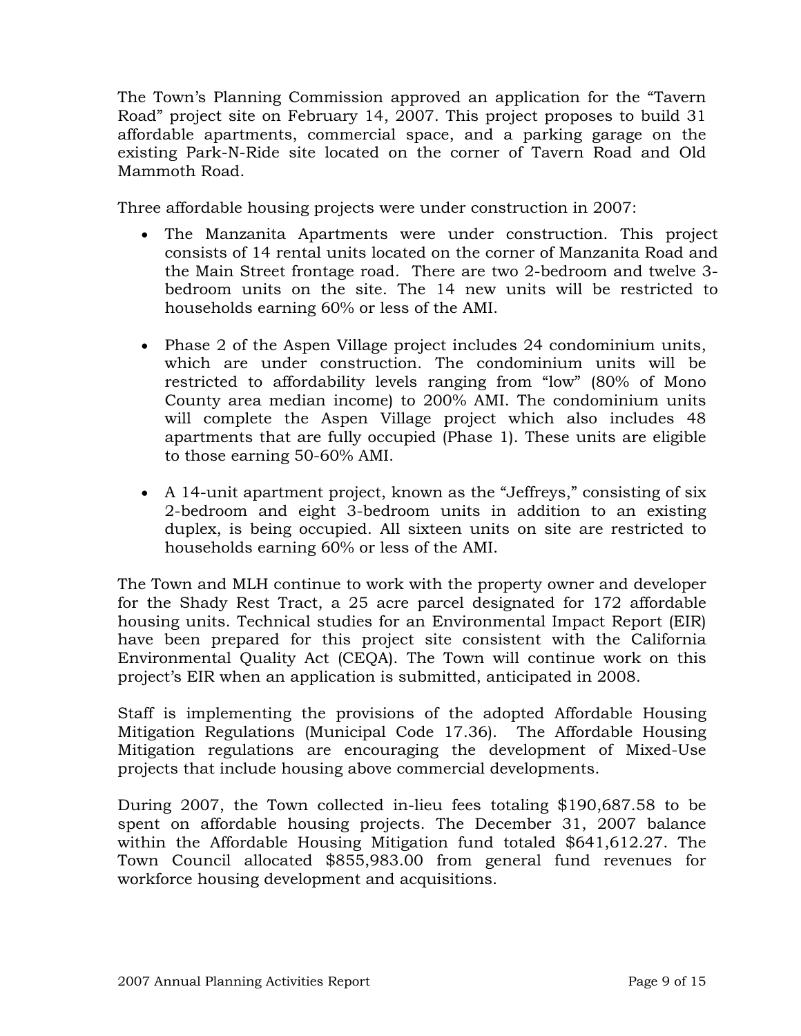The Town's Planning Commission approved an application for the "Tavern Road" project site on February 14, 2007. This project proposes to build 31 affordable apartments, commercial space, and a parking garage on the existing Park-N-Ride site located on the corner of Tavern Road and Old Mammoth Road.

Three affordable housing projects were under construction in 2007:

- The Manzanita Apartments were under construction. This project consists of 14 rental units located on the corner of Manzanita Road and the Main Street frontage road. There are two 2-bedroom and twelve 3-bedroom units on the site. The 14 new units will be restricted to households earning 60% or less of the AMI.

- Phase 2 of the Aspen Village project includes 24 condominium units, which are under construction. The condominium units will be restricted to affordability levels ranging from "low" (80% of Mono County area median income) to 200% AMI. The condominium units will complete the Aspen Village project which also includes 48 apartments that are fully occupied (Phase 1). These units are eligible to those earning 50-60% AMI.

- A 14-unit apartment project, known as the "Jeffreys," consisting of six 2-bedroom and eight 3-bedroom units in addition to an existing duplex, is being occupied. All sixteen units on site are restricted to households earning 60% or less of the AMI.

The Town and MLH continue to work with the property owner and developer for the Shady Rest Tract, a 25 acre parcel designated for 172 affordable housing units. Technical studies for an Environmental Impact Report (EIR) have been prepared for this project site consistent with the California Environmental Quality Act (CEQA). The Town will continue work on this project's EIR when an application is submitted, anticipated in 2008.

Staff is implementing the provisions of the adopted Affordable Housing Mitigation Regulations (Municipal Code 17.36). The Affordable Housing Mitigation regulations are encouraging the development of Mixed-Use projects that include housing above commercial developments.

During 2007, the Town collected in-lieu fees totaling $190,687.58 to be spent on affordable housing projects. The December 31, 2007 balance within the Affordable Housing Mitigation fund totaled $641,612.27. The Town Council allocated $855,983.00 from general fund revenues for workforce housing development and acquisitions.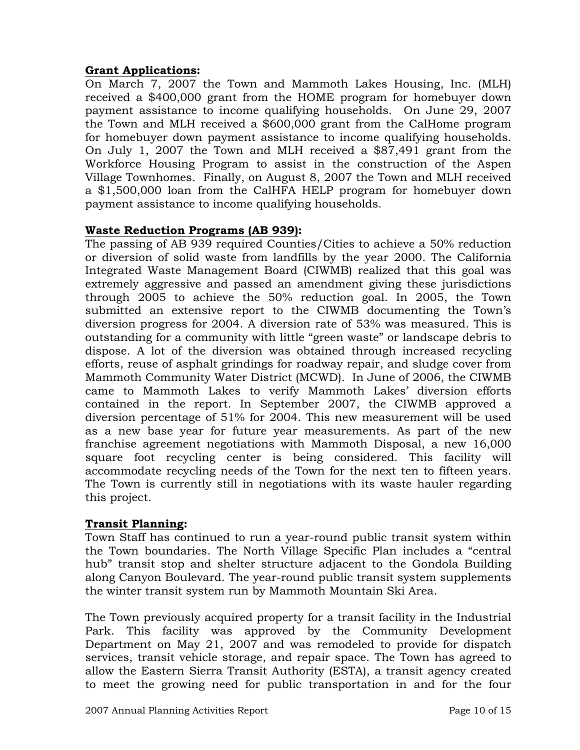**Grant Applications:**

On March 7, 2007 the Town and Mammoth Lakes Housing, Inc. (MLH) received a $400,000 grant from the HOME program for homebuyer down payment assistance to income qualifying households. On June 29, 2007 the Town and MLH received a $600,000 grant from the CalHome program for homebuyer down payment assistance to income qualifying households. On July 1, 2007 the Town and MLH received a $87,491 grant from the Workforce Housing Program to assist in the construction of the Aspen Village Townhomes. Finally, on August 8, 2007 the Town and MLH received a $1,500,000 loan from the CalHFA HELP program for homebuyer down payment assistance to income qualifying households.

**Waste Reduction Programs (AB 939):**

The passing of AB 939 required Counties/Cities to achieve a 50% reduction or diversion of solid waste from landfills by the year 2000. The California Integrated Waste Management Board (CIWMB) realized that this goal was extremely aggressive and passed an amendment giving these jurisdictions through 2005 to achieve the 50% reduction goal. In 2005, the Town submitted an extensive report to the CIWMB documenting the Town's diversion progress for 2004. A diversion rate of 53% was measured. This is outstanding for a community with little "green waste" or landscape debris to dispose. A lot of the diversion was obtained through increased recycling efforts, reuse of asphalt grindings for roadway repair, and sludge cover from Mammoth Community Water District (MCWD). In June of 2006, the CIWMB came to Mammoth Lakes to verify Mammoth Lakes' diversion efforts contained in the report. In September 2007, the CIWMB approved a diversion percentage of 51% for 2004. This new measurement will be used as a new base year for future year measurements. As part of the new franchise agreement negotiations with Mammoth Disposal, a new 16,000 square foot recycling center is being considered. This facility will accommodate recycling needs of the Town for the next ten to fifteen years. The Town is currently still in negotiations with its waste hauler regarding this project.

**Transit Planning:**

Town Staff has continued to run a year-round public transit system within the Town boundaries. The North Village Specific Plan includes a "central hub" transit stop and shelter structure adjacent to the Gondola Building along Canyon Boulevard. The year-round public transit system supplements the winter transit system run by Mammoth Mountain Ski Area.

The Town previously acquired property for a transit facility in the Industrial Park. This facility was approved by the Community Development Department on May 21, 2007 and was remodeled to provide for dispatch services, transit vehicle storage, and repair space. The Town has agreed to allow the Eastern Sierra Transit Authority (ESTA), a transit agency created to meet the growing need for public transportation in and for the four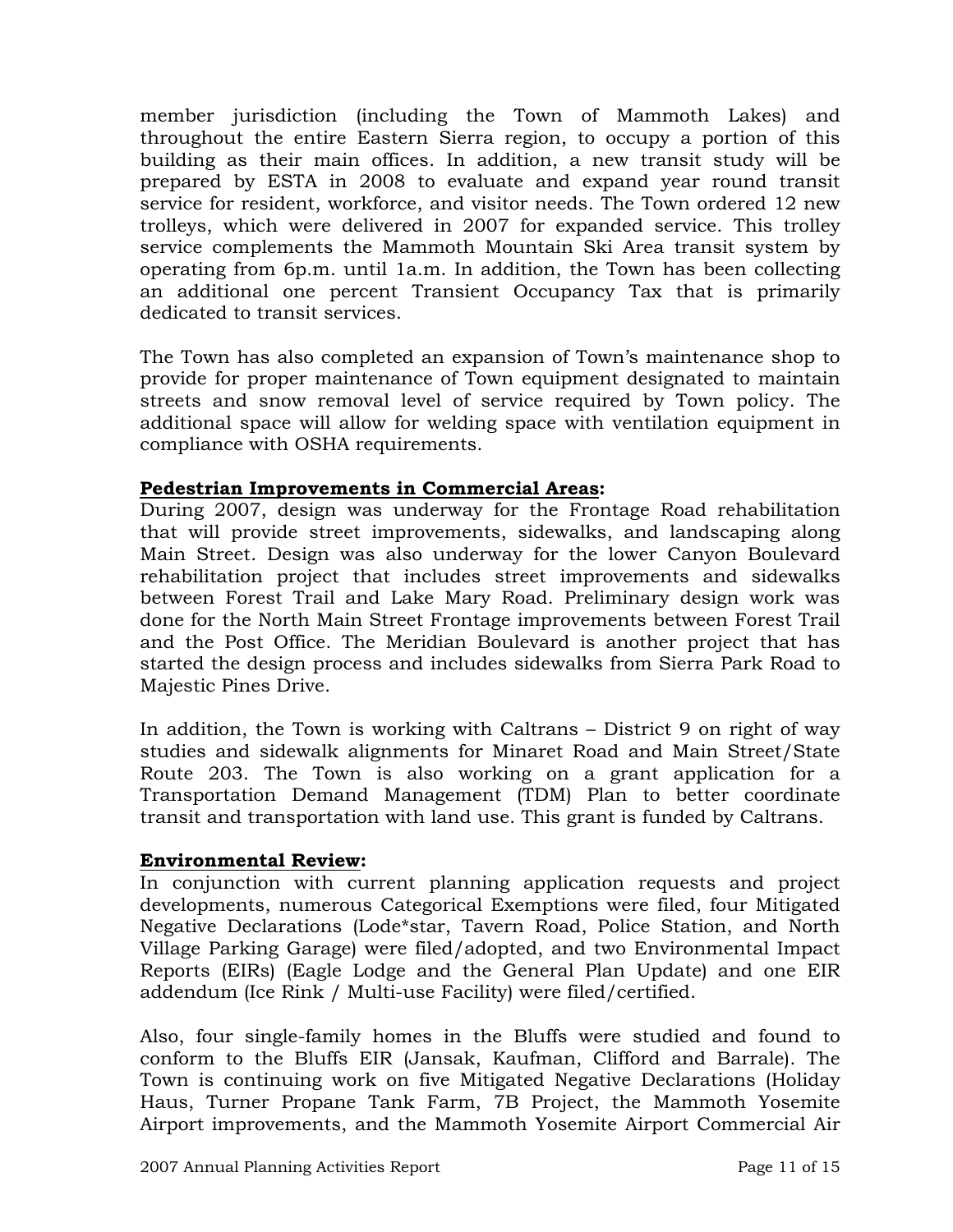member jurisdiction (including the Town of Mammoth Lakes) and throughout the entire Eastern Sierra region, to occupy a portion of this building as their main offices. In addition, a new transit study will be prepared by ESTA in 2008 to evaluate and expand year round transit service for resident, workforce, and visitor needs. The Town ordered 12 new trolleys, which were delivered in 2007 for expanded service. This trolley service complements the Mammoth Mountain Ski Area transit system by operating from 6p.m. until 1a.m. In addition, the Town has been collecting an additional one percent Transient Occupancy Tax that is primarily dedicated to transit services.

The Town has also completed an expansion of Town's maintenance shop to provide for proper maintenance of Town equipment designated to maintain streets and snow removal level of service required by Town policy. The additional space will allow for welding space with ventilation equipment in compliance with OSHA requirements.

**Pedestrian Improvements in Commercial Areas:**
During 2007, design was underway for the Frontage Road rehabilitation that will provide street improvements, sidewalks, and landscaping along Main Street. Design was also underway for the lower Canyon Boulevard rehabilitation project that includes street improvements and sidewalks between Forest Trail and Lake Mary Road. Preliminary design work was done for the North Main Street Frontage improvements between Forest Trail and the Post Office. The Meridian Boulevard is another project that has started the design process and includes sidewalks from Sierra Park Road to Majestic Pines Drive.

In addition, the Town is working with Caltrans – District 9 on right of way studies and sidewalk alignments for Minaret Road and Main Street/State Route 203. The Town is also working on a grant application for a Transportation Demand Management (TDM) Plan to better coordinate transit and transportation with land use. This grant is funded by Caltrans.

**Environmental Review:**
In conjunction with current planning application requests and project developments, numerous Categorical Exemptions were filed, four Mitigated Negative Declarations (Lode*star, Tavern Road, Police Station, and North Village Parking Garage) were filed/adopted, and two Environmental Impact Reports (EIRs) (Eagle Lodge and the General Plan Update) and one EIR addendum (Ice Rink / Multi-use Facility) were filed/certified.

Also, four single-family homes in the Bluffs were studied and found to conform to the Bluffs EIR (Jansak, Kaufman, Clifford and Barrale). The Town is continuing work on five Mitigated Negative Declarations (Holiday Haus, Turner Propane Tank Farm, 7B Project, the Mammoth Yosemite Airport improvements, and the Mammoth Yosemite Airport Commercial Air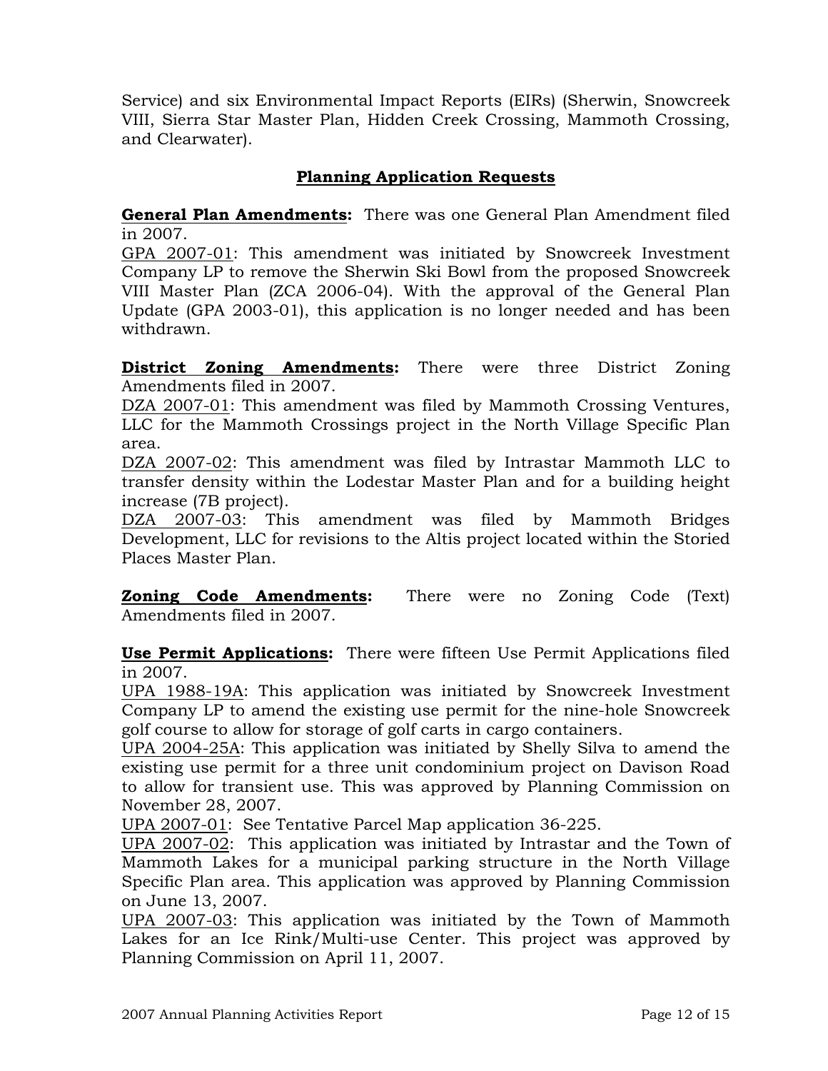Service) and six Environmental Impact Reports (EIRs) (Sherwin, Snowcreek VIII, Sierra Star Master Plan, Hidden Creek Crossing, Mammoth Crossing, and Clearwater).

## Planning Application Requests

**General Plan Amendments:** There was one General Plan Amendment filed in 2007.

GPA 2007-01: This amendment was initiated by Snowcreek Investment Company LP to remove the Sherwin Ski Bowl from the proposed Snowcreek VIII Master Plan (ZCA 2006-04). With the approval of the General Plan Update (GPA 2003-01), this application is no longer needed and has been withdrawn.

**District Zoning Amendments:** There were three District Zoning Amendments filed in 2007.

DZA 2007-01: This amendment was filed by Mammoth Crossing Ventures, LLC for the Mammoth Crossings project in the North Village Specific Plan area.

DZA 2007-02: This amendment was filed by Intrastar Mammoth LLC to transfer density within the Lodestar Master Plan and for a building height increase (7B project).

DZA 2007-03: This amendment was filed by Mammoth Bridges Development, LLC for revisions to the Altis project located within the Storied Places Master Plan.

**Zoning Code Amendments:** There were no Zoning Code (Text) Amendments filed in 2007.

**Use Permit Applications:** There were fifteen Use Permit Applications filed in 2007.

UPA 1988-19A: This application was initiated by Snowcreek Investment Company LP to amend the existing use permit for the nine-hole Snowcreek golf course to allow for storage of golf carts in cargo containers.

UPA 2004-25A: This application was initiated by Shelly Silva to amend the existing use permit for a three unit condominium project on Davison Road to allow for transient use. This was approved by Planning Commission on November 28, 2007.

UPA 2007-01: See Tentative Parcel Map application 36-225.

UPA 2007-02: This application was initiated by Intrastar and the Town of Mammoth Lakes for a municipal parking structure in the North Village Specific Plan area. This application was approved by Planning Commission on June 13, 2007.

UPA 2007-03: This application was initiated by the Town of Mammoth Lakes for an Ice Rink/Multi-use Center. This project was approved by Planning Commission on April 11, 2007.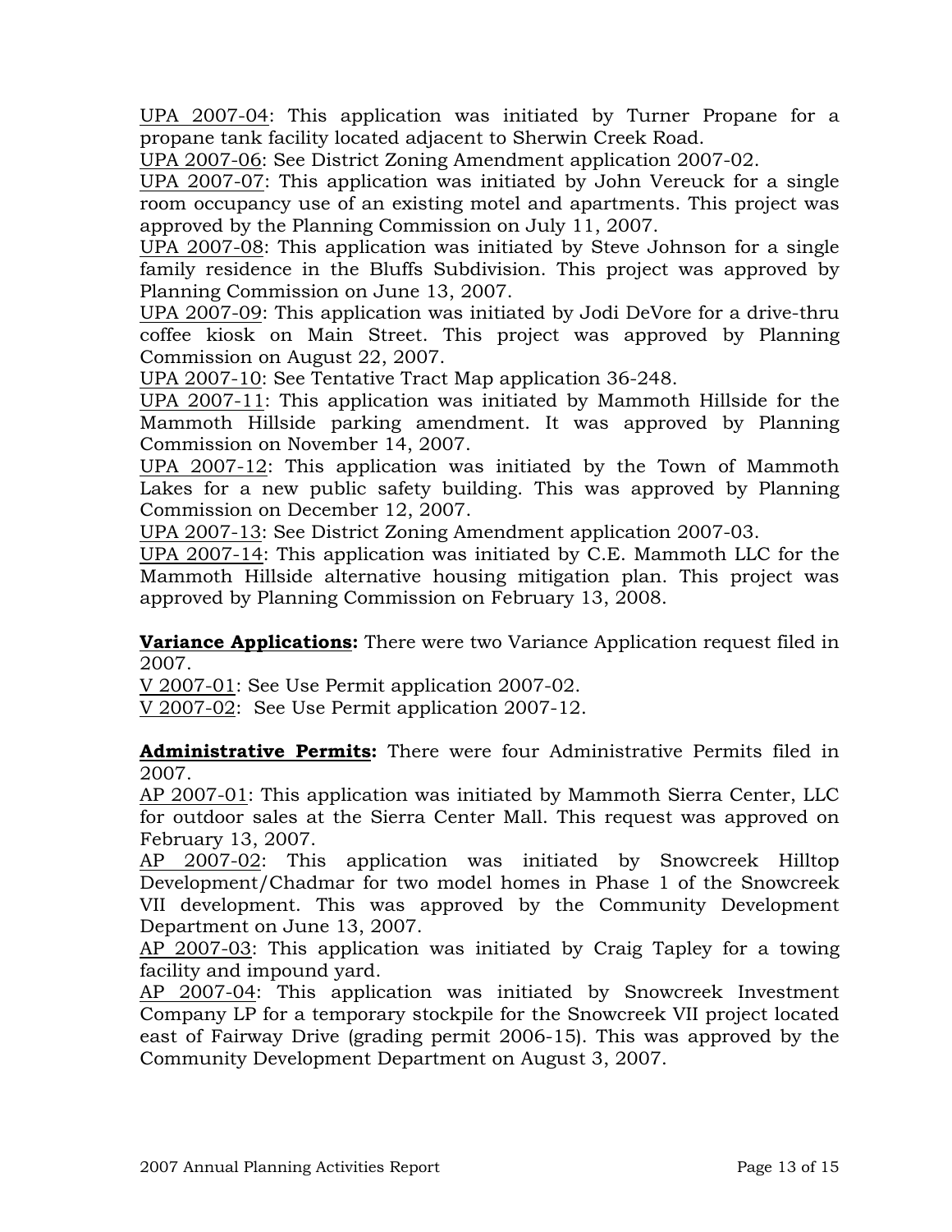UPA 2007-04: This application was initiated by Turner Propane for a propane tank facility located adjacent to Sherwin Creek Road.
UPA 2007-06: See District Zoning Amendment application 2007-02.
UPA 2007-07: This application was initiated by John Vereuck for a single room occupancy use of an existing motel and apartments. This project was approved by the Planning Commission on July 11, 2007.
UPA 2007-08: This application was initiated by Steve Johnson for a single family residence in the Bluffs Subdivision. This project was approved by Planning Commission on June 13, 2007.
UPA 2007-09: This application was initiated by Jodi DeVore for a drive-thru coffee kiosk on Main Street. This project was approved by Planning Commission on August 22, 2007.
UPA 2007-10: See Tentative Tract Map application 36-248.
UPA 2007-11: This application was initiated by Mammoth Hillside for the Mammoth Hillside parking amendment. It was approved by Planning Commission on November 14, 2007.
UPA 2007-12: This application was initiated by the Town of Mammoth Lakes for a new public safety building. This was approved by Planning Commission on December 12, 2007.
UPA 2007-13: See District Zoning Amendment application 2007-03.
UPA 2007-14: This application was initiated by C.E. Mammoth LLC for the Mammoth Hillside alternative housing mitigation plan. This project was approved by Planning Commission on February 13, 2008.

**Variance Applications:** There were two Variance Application request filed in 2007.
V 2007-01: See Use Permit application 2007-02.
V 2007-02: See Use Permit application 2007-12.

**Administrative Permits:** There were four Administrative Permits filed in 2007.
AP 2007-01: This application was initiated by Mammoth Sierra Center, LLC for outdoor sales at the Sierra Center Mall. This request was approved on February 13, 2007.
AP 2007-02: This application was initiated by Snowcreek Hilltop Development/Chadmar for two model homes in Phase 1 of the Snowcreek VII development. This was approved by the Community Development Department on June 13, 2007.
AP 2007-03: This application was initiated by Craig Tapley for a towing facility and impound yard.
AP 2007-04: This application was initiated by Snowcreek Investment Company LP for a temporary stockpile for the Snowcreek VII project located east of Fairway Drive (grading permit 2006-15). This was approved by the Community Development Department on August 3, 2007.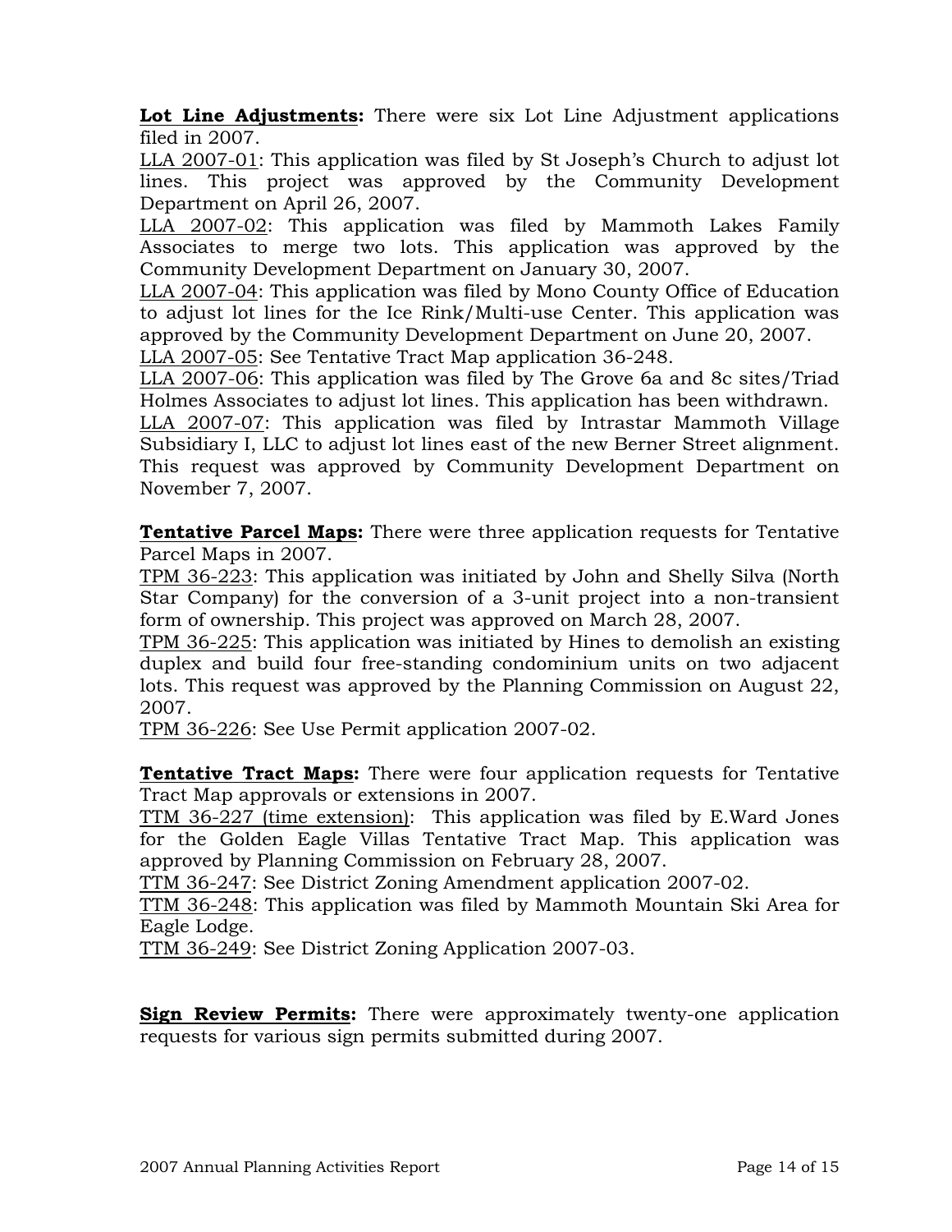**Lot Line Adjustments:** There were six Lot Line Adjustment applications filed in 2007.

LLA 2007-01: This application was filed by St Joseph's Church to adjust lot lines. This project was approved by the Community Development Department on April 26, 2007.

LLA 2007-02: This application was filed by Mammoth Lakes Family Associates to merge two lots. This application was approved by the Community Development Department on January 30, 2007.

LLA 2007-04: This application was filed by Mono County Office of Education to adjust lot lines for the Ice Rink/Multi-use Center. This application was approved by the Community Development Department on June 20, 2007.

LLA 2007-05: See Tentative Tract Map application 36-248.

LLA 2007-06: This application was filed by The Grove 6a and 8c sites/Triad Holmes Associates to adjust lot lines. This application has been withdrawn.

LLA 2007-07: This application was filed by Intrastar Mammoth Village Subsidiary I, LLC to adjust lot lines east of the new Berner Street alignment. This request was approved by Community Development Department on November 7, 2007.

**Tentative Parcel Maps:** There were three application requests for Tentative Parcel Maps in 2007.

TPM 36-223: This application was initiated by John and Shelly Silva (North Star Company) for the conversion of a 3-unit project into a non-transient form of ownership. This project was approved on March 28, 2007.

TPM 36-225: This application was initiated by Hines to demolish an existing duplex and build four free-standing condominium units on two adjacent lots. This request was approved by the Planning Commission on August 22, 2007.

TPM 36-226: See Use Permit application 2007-02.

**Tentative Tract Maps:** There were four application requests for Tentative Tract Map approvals or extensions in 2007.

TTM 36-227 (time extension): This application was filed by E.Ward Jones for the Golden Eagle Villas Tentative Tract Map. This application was approved by Planning Commission on February 28, 2007.

TTM 36-247: See District Zoning Amendment application 2007-02.

TTM 36-248: This application was filed by Mammoth Mountain Ski Area for Eagle Lodge.

TTM 36-249: See District Zoning Application 2007-03.

**Sign Review Permits:** There were approximately twenty-one application requests for various sign permits submitted during 2007.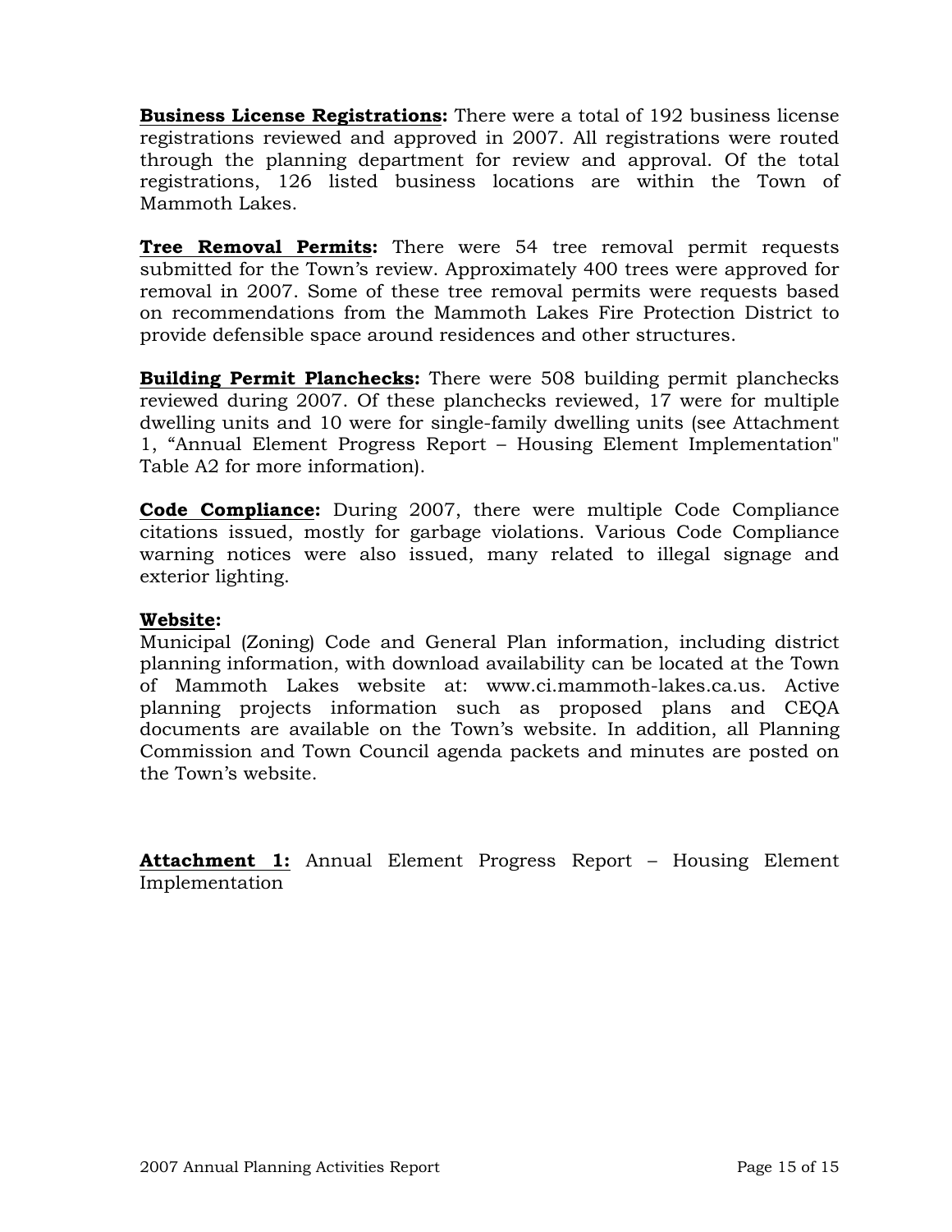**Business License Registrations:** There were a total of 192 business license registrations reviewed and approved in 2007. All registrations were routed through the planning department for review and approval. Of the total registrations, 126 listed business locations are within the Town of Mammoth Lakes.

**Tree Removal Permits:** There were 54 tree removal permit requests submitted for the Town's review. Approximately 400 trees were approved for removal in 2007. Some of these tree removal permits were requests based on recommendations from the Mammoth Lakes Fire Protection District to provide defensible space around residences and other structures.

**Building Permit Planchecks:** There were 508 building permit planchecks reviewed during 2007. Of these planchecks reviewed, 17 were for multiple dwelling units and 10 were for single-family dwelling units (see Attachment 1, "Annual Element Progress Report – Housing Element Implementation" Table A2 for more information).

**Code Compliance:** During 2007, there were multiple Code Compliance citations issued, mostly for garbage violations. Various Code Compliance warning notices were also issued, many related to illegal signage and exterior lighting.

**Website:**
Municipal (Zoning) Code and General Plan information, including district planning information, with download availability can be located at the Town of Mammoth Lakes website at: www.ci.mammoth-lakes.ca.us. Active planning projects information such as proposed plans and CEQA documents are available on the Town's website. In addition, all Planning Commission and Town Council agenda packets and minutes are posted on the Town's website.

**Attachment 1:** Annual Element Progress Report – Housing Element Implementation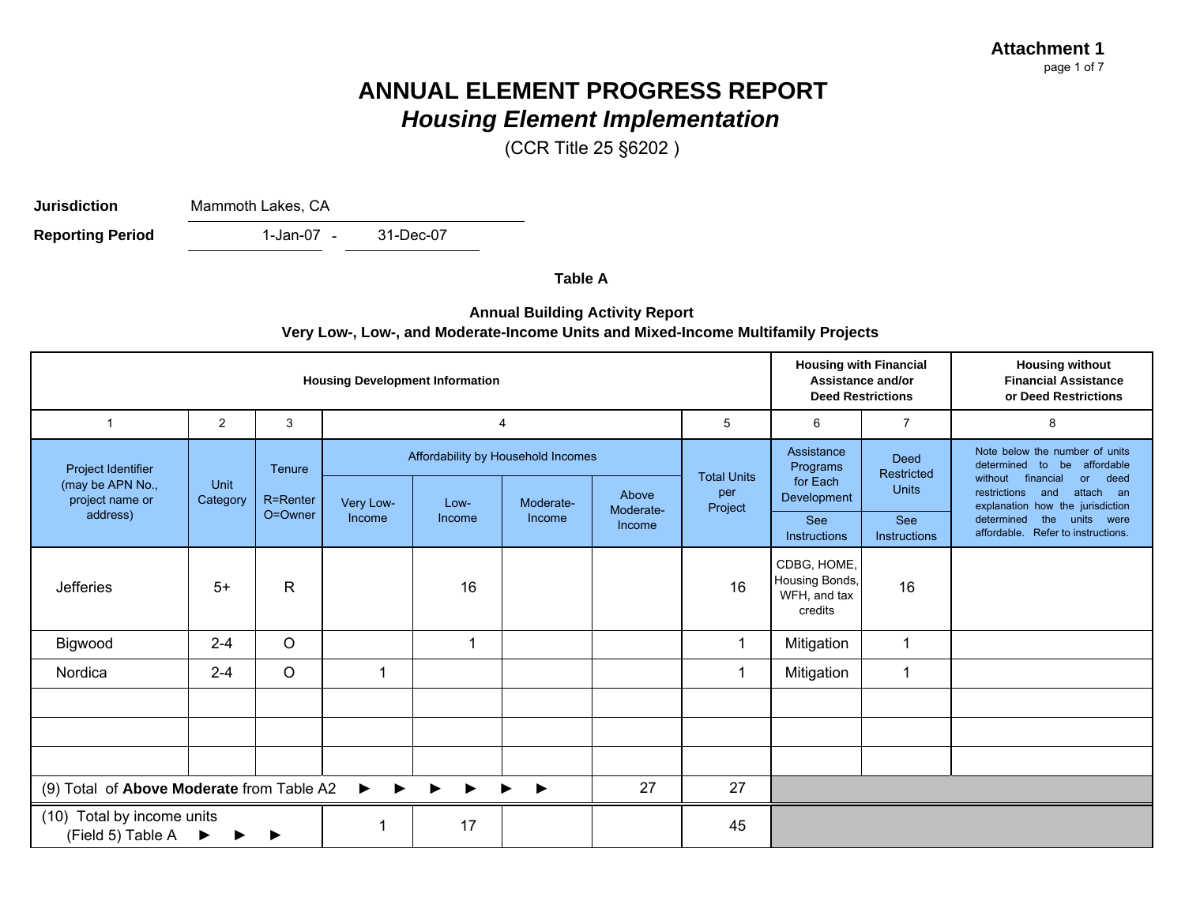**Attachment 1**

# ANNUAL ELEMENT PROGRESS REPORT

## *Housing Element Implementation*

(CCR Title 25 §6202 )

**Jurisdiction** Mammoth Lakes, CA

**Reporting Period** 1-Jan-07 - 31-Dec-07

**Table A**

**Annual Building Activity Report**
**Very Low-, Low-, and Moderate-Income Units and Mixed-Income Multifamily Projects**

| **Housing Development Information** | | | | | | | | **Housing with Financial Assistance and/or Deed Restrictions** | | **Housing without Financial Assistance or Deed Restrictions** |
|---|---|---|---|---|---|---|---|---|---|---|
| 1 | 2 | 3 | 4 | | | | 5 | 6 | 7 | 8 |
| Project Identifier (may be APN No., project name or address) | Unit Category | Tenure R=Renter O=Owner | Affordability by Household Incomes | | | | Total Units per Project | Assistance Programs for Each Development | Deed Restricted Units | Note below the number of units determined to be affordable without financial or deed restrictions and attach an explanation how the jurisdiction determined the units were affordable. Refer to instructions. |
| | | | Very Low-Income | Low-Income | Moderate-Income | Above Moderate-Income | | See Instructions | See Instructions | |
| Jefferies | 5+ | R | | 16 | | | 16 | CDBG, HOME, Housing Bonds, WFH, and tax credits | 16 | |
| Bigwood | 2-4 | O | | 1 | | | 1 | Mitigation | 1 | |
| Nordica | 2-4 | O | 1 | | | | 1 | Mitigation | 1 | |
| | | | | | | | | | | |
| | | | | | | | | | | |
| | | | | | | | | | | |
| (9) Total of **Above Moderate** from Table A2 ► ► ► ► ► ► | | | | | | 27 | 27 | | | |
| (10) Total by income units (Field 5) Table A ► ► ► | | | 1 | 17 | | | 45 | | | |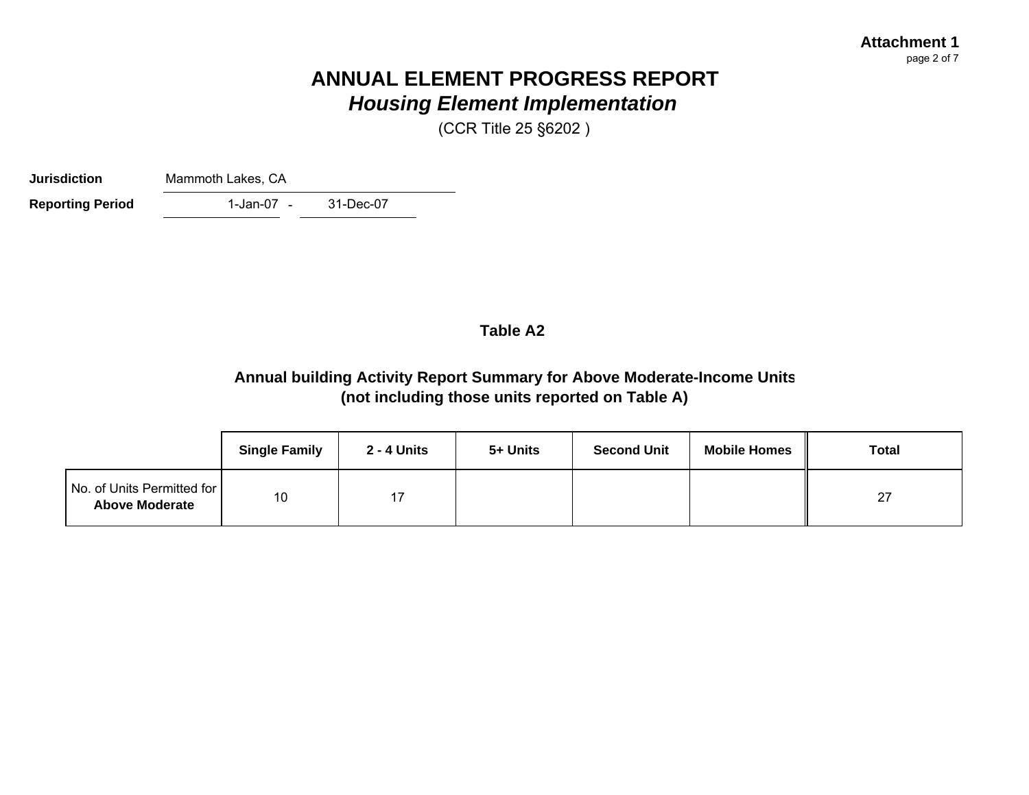Attachment 1

# ANNUAL ELEMENT PROGRESS REPORT
## *Housing Element Implementation*

(CCR Title 25 §6202 )

**Jurisdiction** Mammoth Lakes, CA

**Reporting Period** 1-Jan-07 - 31-Dec-07

### Table A2

### Annual building Activity Report Summary for Above Moderate-Income Units (not including those units reported on Table A)

| | Single Family | 2 - 4 Units | 5+ Units | Second Unit | Mobile Homes | Total |
|---|---|---|---|---|---|---|
| No. of Units Permitted for **Above Moderate** | 10 | 17 | | | | 27 |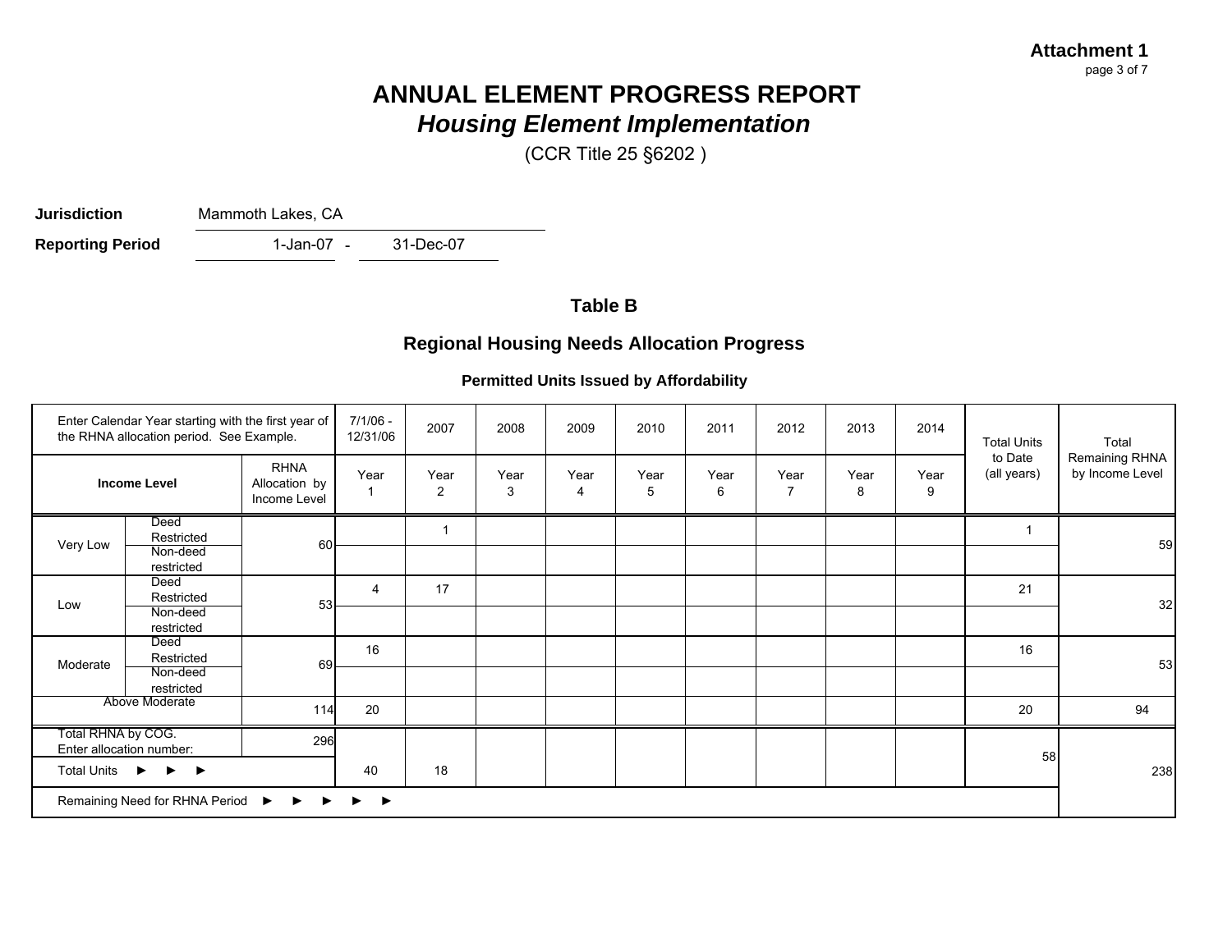**Attachment 1**
page 3 of 7

# ANNUAL ELEMENT PROGRESS REPORT
## *Housing Element Implementation*

(CCR Title 25 §6202 )

**Jurisdiction** Mammoth Lakes, CA

**Reporting Period** 1-Jan-07 - 31-Dec-07

### Table B

### Regional Housing Needs Allocation Progress

**Permitted Units Issued by Affordability**

| Enter Calendar Year starting with the first year of the RHNA allocation period. See Example. | | | 7/1/06 - 12/31/06 | 2007 | 2008 | 2009 | 2010 | 2011 | 2012 | 2013 | 2014 | Total Units to Date (all years) | Total Remaining RHNA by Income Level |
|---|---|---|---|---|---|---|---|---|---|---|---|---|---|
| **Income Level** | | RHNA Allocation by Income Level | Year 1 | Year 2 | Year 3 | Year 4 | Year 5 | Year 6 | Year 7 | Year 8 | Year 9 | | |
| Very Low | Deed Restricted | 60 | | 1 | | | | | | | | 1 | 59 |
| | Non-deed restricted | | | | | | | | | | | | |
| Low | Deed Restricted | 53 | 4 | 17 | | | | | | | | 21 | 32 |
| | Non-deed restricted | | | | | | | | | | | | |
| Moderate | Deed Restricted | 69 | 16 | | | | | | | | | 16 | 53 |
| | Non-deed restricted | | | | | | | | | | | | |
| Above Moderate | | 114 | 20 | | | | | | | | | 20 | 94 |
| Total RHNA by COG. Enter allocation number: | | 296 | | | | | | | | | | 58 | 238 |
| Total Units ► ► ► | | | 40 | 18 | | | | | | | | | |
| Remaining Need for RHNA Period ► ► ► ► ► | | | | | | | | | | | | | |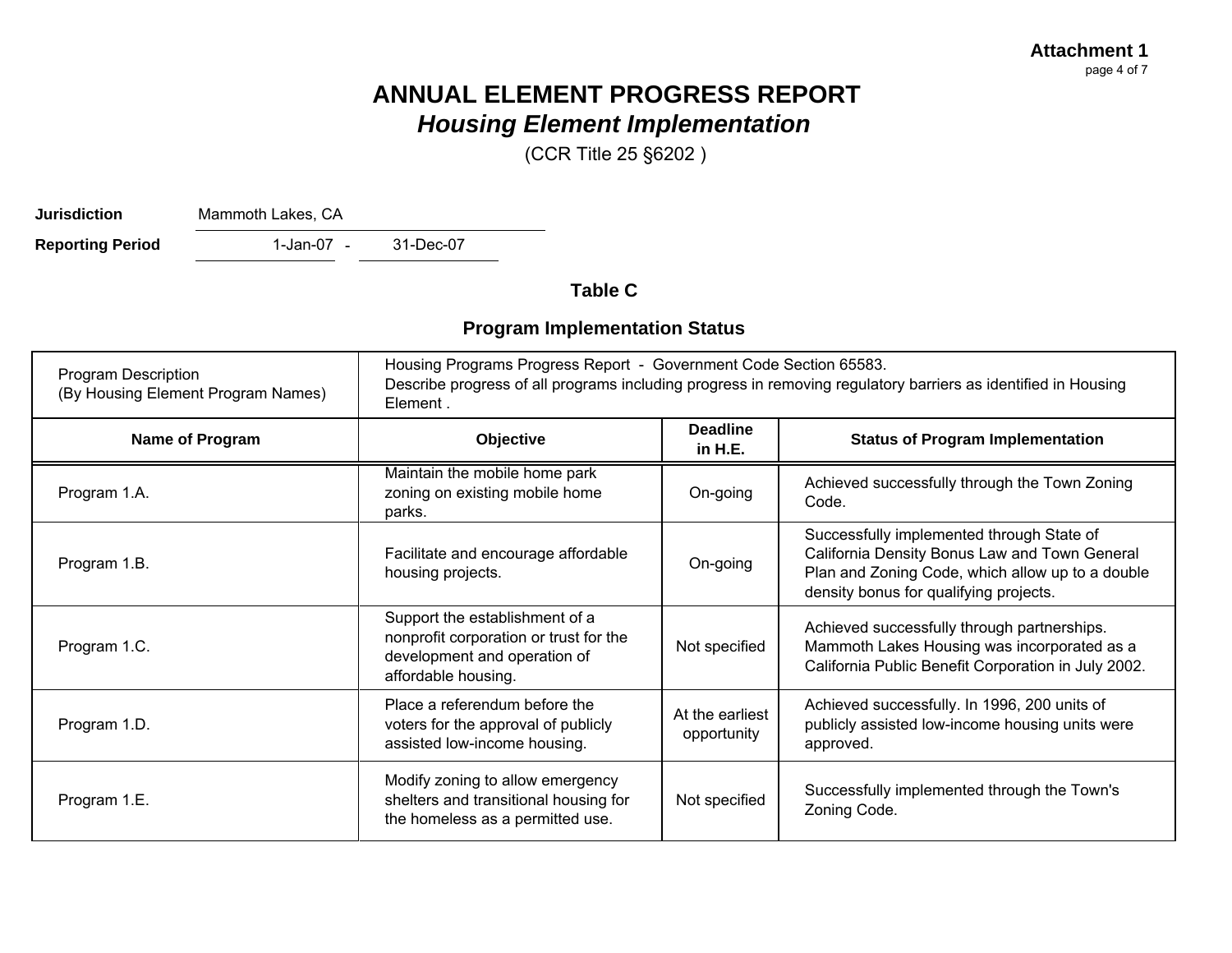**Attachment 1**
page 4 of 7

# ANNUAL ELEMENT PROGRESS REPORT
## *Housing Element Implementation*

(CCR Title 25 §6202 )

**Jurisdiction** Mammoth Lakes, CA

**Reporting Period** 1-Jan-07 - 31-Dec-07

### Table C

### Program Implementation Status

| Program Description (By Housing Element Program Names) | Housing Programs Progress Report - Government Code Section 65583. Describe progress of all programs including progress in removing regulatory barriers as identified in Housing Element . | | |
|---|---|---|---|
| **Name of Program** | **Objective** | **Deadline in H.E.** | **Status of Program Implementation** |
| Program 1.A. | Maintain the mobile home park zoning on existing mobile home parks. | On-going | Achieved successfully through the Town Zoning Code. |
| Program 1.B. | Facilitate and encourage affordable housing projects. | On-going | Successfully implemented through State of California Density Bonus Law and Town General Plan and Zoning Code, which allow up to a double density bonus for qualifying projects. |
| Program 1.C. | Support the establishment of a nonprofit corporation or trust for the development and operation of affordable housing. | Not specified | Achieved successfully through partnerships. Mammoth Lakes Housing was incorporated as a California Public Benefit Corporation in July 2002. |
| Program 1.D. | Place a referendum before the voters for the approval of publicly assisted low-income housing. | At the earliest opportunity | Achieved successfully. In 1996, 200 units of publicly assisted low-income housing units were approved. |
| Program 1.E. | Modify zoning to allow emergency shelters and transitional housing for the homeless as a permitted use. | Not specified | Successfully implemented through the Town's Zoning Code. |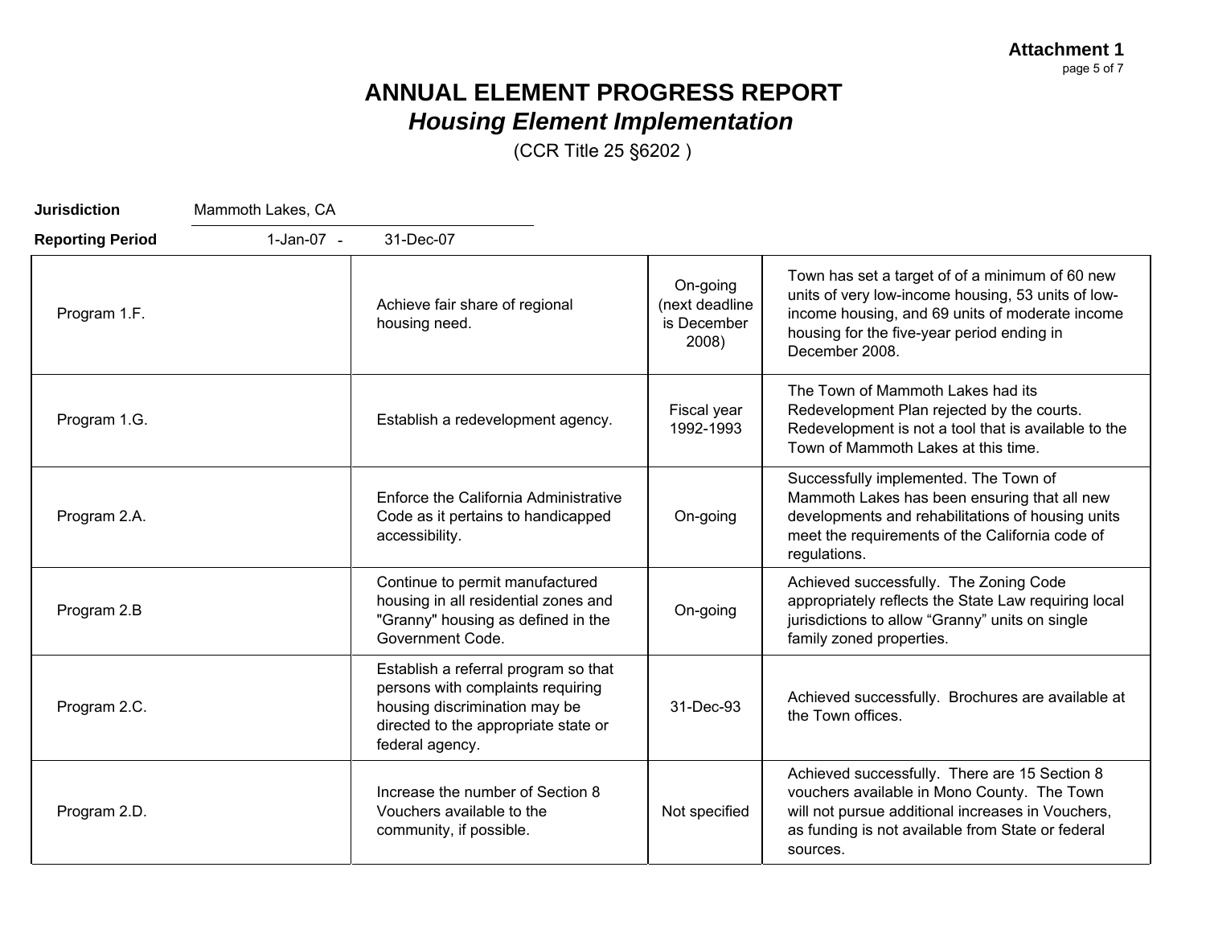**Attachment 1**

# ANNUAL ELEMENT PROGRESS REPORT
## *Housing Element Implementation*

(CCR Title 25 §6202 )

**Jurisdiction** Mammoth Lakes, CA

**Reporting Period** 1-Jan-07 - 31-Dec-07

| | | | |
|---|---|---|---|
| Program 1.F. | Achieve fair share of regional housing need. | On-going (next deadline is December 2008) | Town has set a target of of a minimum of 60 new units of very low-income housing, 53 units of low-income housing, and 69 units of moderate income housing for the five-year period ending in December 2008. |
| Program 1.G. | Establish a redevelopment agency. | Fiscal year 1992-1993 | The Town of Mammoth Lakes had its Redevelopment Plan rejected by the courts. Redevelopment is not a tool that is available to the Town of Mammoth Lakes at this time. |
| Program 2.A. | Enforce the California Administrative Code as it pertains to handicapped accessibility. | On-going | Successfully implemented. The Town of Mammoth Lakes has been ensuring that all new developments and rehabilitations of housing units meet the requirements of the California code of regulations. |
| Program 2.B | Continue to permit manufactured housing in all residential zones and "Granny" housing as defined in the Government Code. | On-going | Achieved successfully. The Zoning Code appropriately reflects the State Law requiring local jurisdictions to allow "Granny" units on single family zoned properties. |
| Program 2.C. | Establish a referral program so that persons with complaints requiring housing discrimination may be directed to the appropriate state or federal agency. | 31-Dec-93 | Achieved successfully. Brochures are available at the Town offices. |
| Program 2.D. | Increase the number of Section 8 Vouchers available to the community, if possible. | Not specified | Achieved successfully. There are 15 Section 8 vouchers available in Mono County. The Town will not pursue additional increases in Vouchers, as funding is not available from State or federal sources. |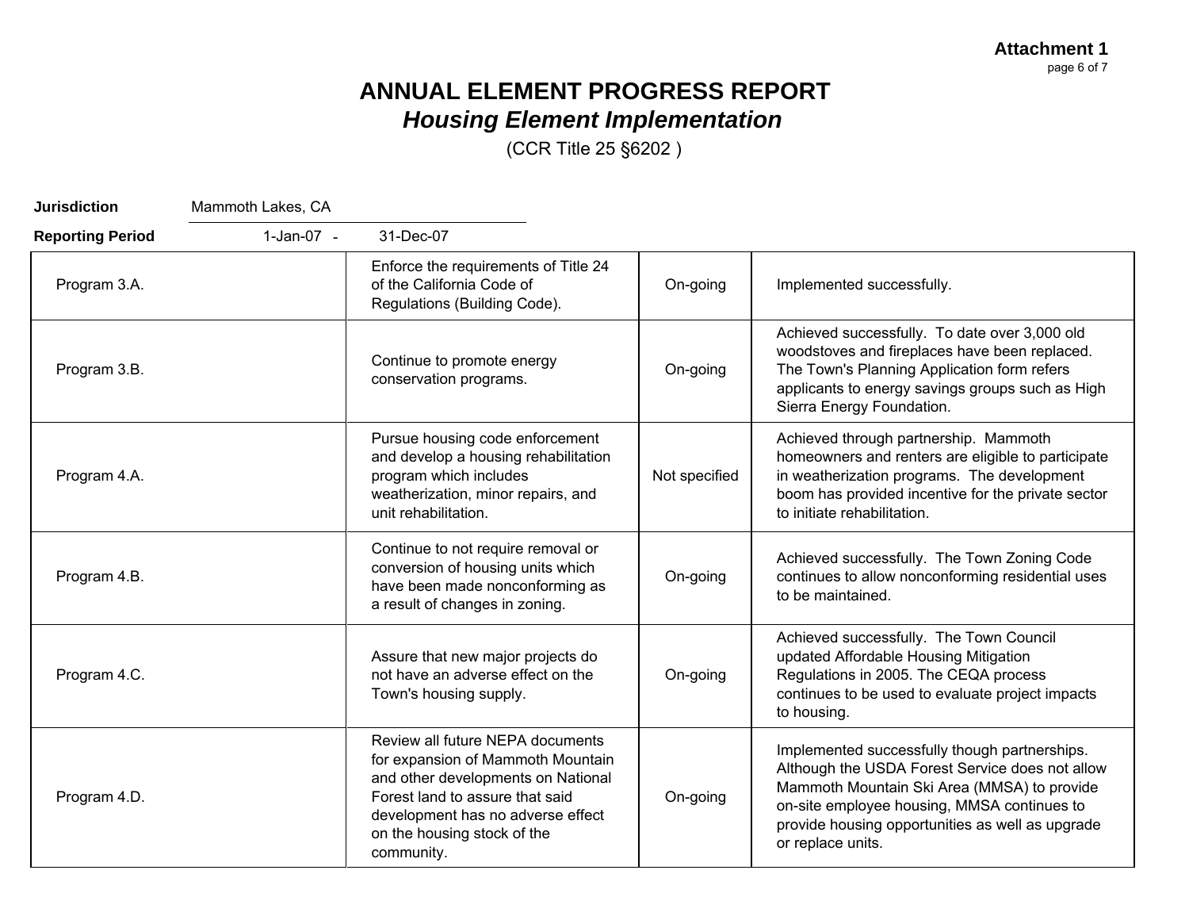**Attachment 1**

# ANNUAL ELEMENT PROGRESS REPORT

## *Housing Element Implementation*

(CCR Title 25 §6202 )

**Jurisdiction** Mammoth Lakes, CA

**Reporting Period** 1-Jan-07 - 31-Dec-07

| | | | |
|---|---|---|---|
| Program 3.A. | Enforce the requirements of Title 24 of the California Code of Regulations (Building Code). | On-going | Implemented successfully. |
| Program 3.B. | Continue to promote energy conservation programs. | On-going | Achieved successfully. To date over 3,000 old woodstoves and fireplaces have been replaced. The Town's Planning Application form refers applicants to energy savings groups such as High Sierra Energy Foundation. |
| Program 4.A. | Pursue housing code enforcement and develop a housing rehabilitation program which includes weatherization, minor repairs, and unit rehabilitation. | Not specified | Achieved through partnership. Mammoth homeowners and renters are eligible to participate in weatherization programs. The development boom has provided incentive for the private sector to initiate rehabilitation. |
| Program 4.B. | Continue to not require removal or conversion of housing units which have been made nonconforming as a result of changes in zoning. | On-going | Achieved successfully. The Town Zoning Code continues to allow nonconforming residential uses to be maintained. |
| Program 4.C. | Assure that new major projects do not have an adverse effect on the Town's housing supply. | On-going | Achieved successfully. The Town Council updated Affordable Housing Mitigation Regulations in 2005. The CEQA process continues to be used to evaluate project impacts to housing. |
| Program 4.D. | Review all future NEPA documents for expansion of Mammoth Mountain and other developments on National Forest land to assure that said development has no adverse effect on the housing stock of the community. | On-going | Implemented successfully though partnerships. Although the USDA Forest Service does not allow Mammoth Mountain Ski Area (MMSA) to provide on-site employee housing, MMSA continues to provide housing opportunities as well as upgrade or replace units. |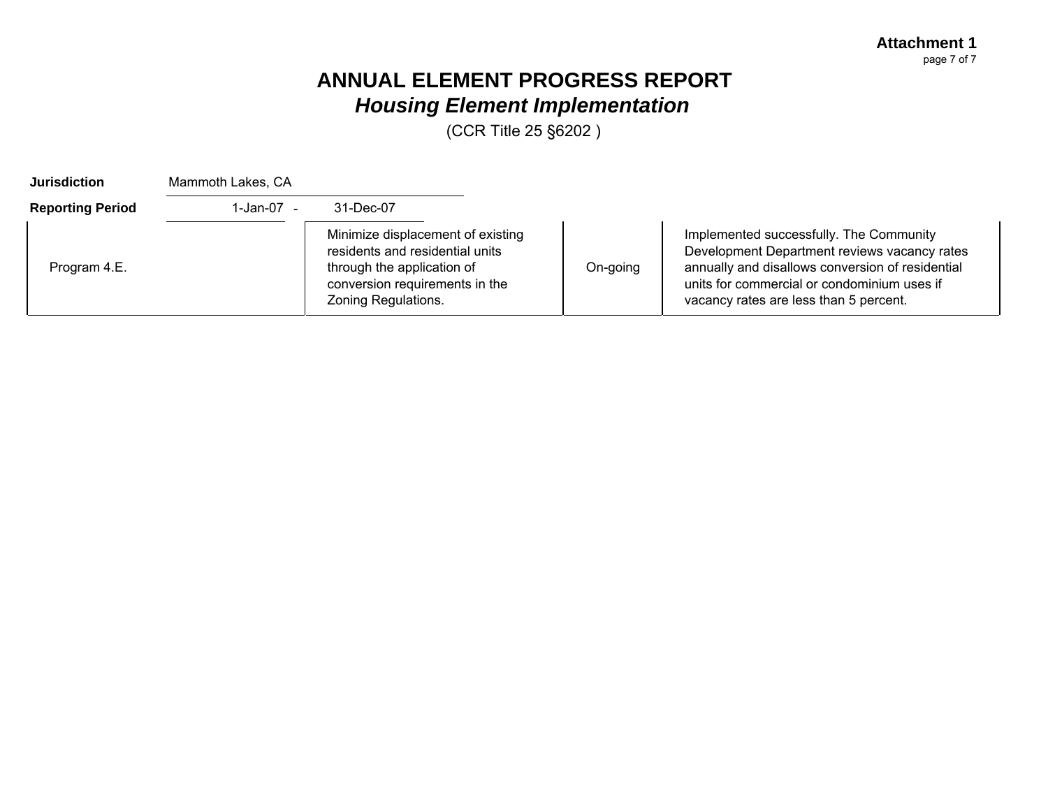**Attachment 1**

# ANNUAL ELEMENT PROGRESS REPORT

## *Housing Element Implementation*

(CCR Title 25 §6202 )

**Jurisdiction** Mammoth Lakes, CA

**Reporting Period** 1-Jan-07 - 31-Dec-07

| | | | |
|---|---|---|---|
| Program 4.E. | Minimize displacement of existing residents and residential units through the application of conversion requirements in the Zoning Regulations. | On-going | Implemented successfully. The Community Development Department reviews vacancy rates annually and disallows conversion of residential units for commercial or condominium uses if vacancy rates are less than 5 percent. |